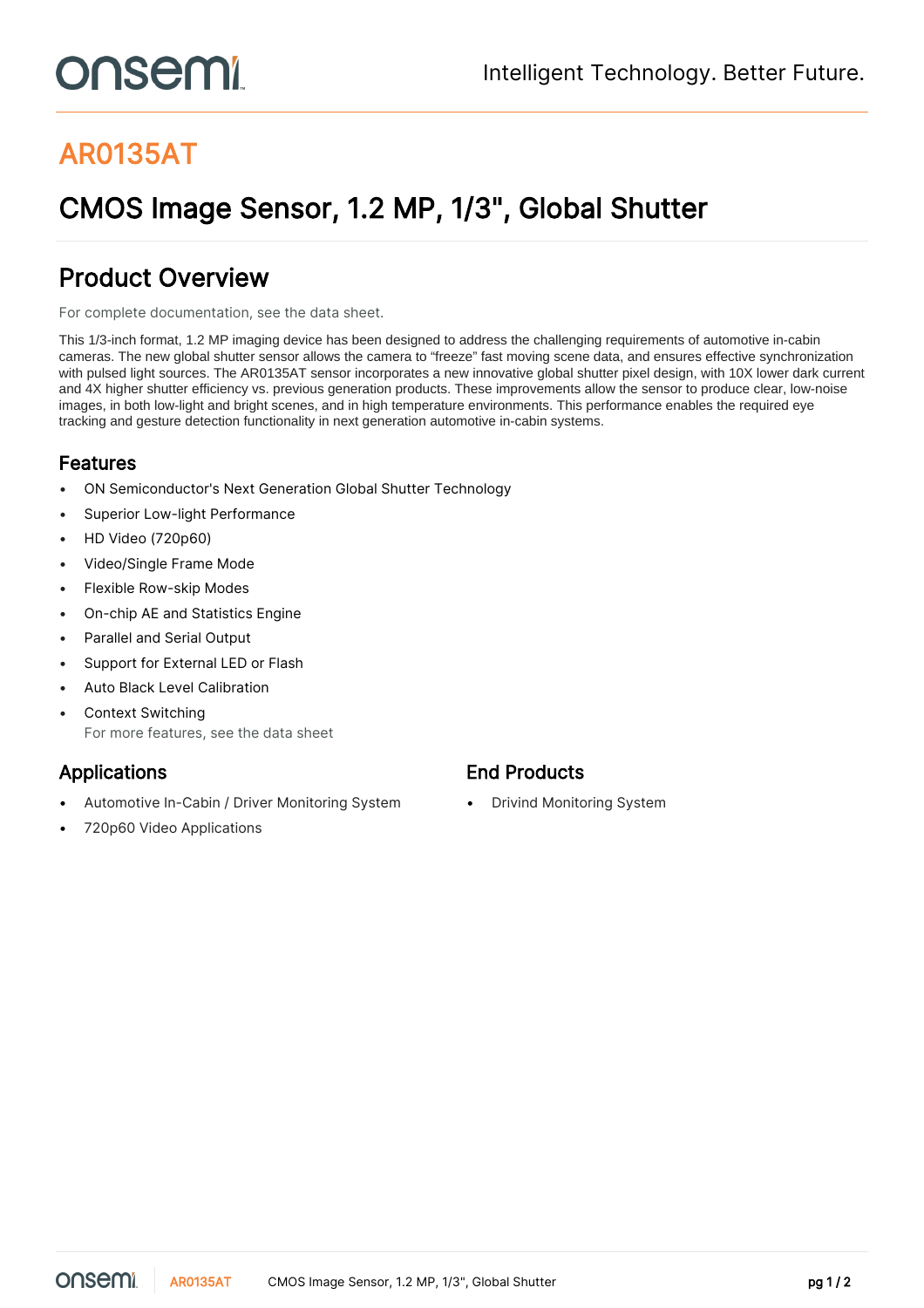# AR0135AT

## CMOS Image Sensor, 1.2 MP, 1/3", Global Shutter

## Product Overview

For complete documentation, see the data sheet.

This 1/3-inch format, 1.2 MP imaging device has been designed to address the challenging requirements of automotive in-cabin cameras. The new global shutter sensor allows the camera to "freeze" fast moving scene data, and ensures effective synchronization with pulsed light sources. The AR0135AT sensor incorporates a new innovative global shutter pixel design, with 10X lower dark current and 4X higher shutter efficiency vs. previous generation products. These improvements allow the sensor to produce clear, low-noise images, in both low-light and bright scenes, and in high temperature environments. This performance enables the required eye tracking and gesture detection functionality in next generation automotive in-cabin systems.

### Features

- ON Semiconductor's Next Generation Global Shutter Technology
- Superior Low-light Performance
- HD Video (720p60)
- Video/Single Frame Mode
- Flexible Row-skip Modes
- On-chip AE and Statistics Engine
- Parallel and Serial Output
- Support for External LED or Flash
- Auto Black Level Calibration
- Context Switching
  For more features, see the data sheet

### Applications

- Automotive In-Cabin / Driver Monitoring System
- 720p60 Video Applications

### End Products

- Drivind Monitoring System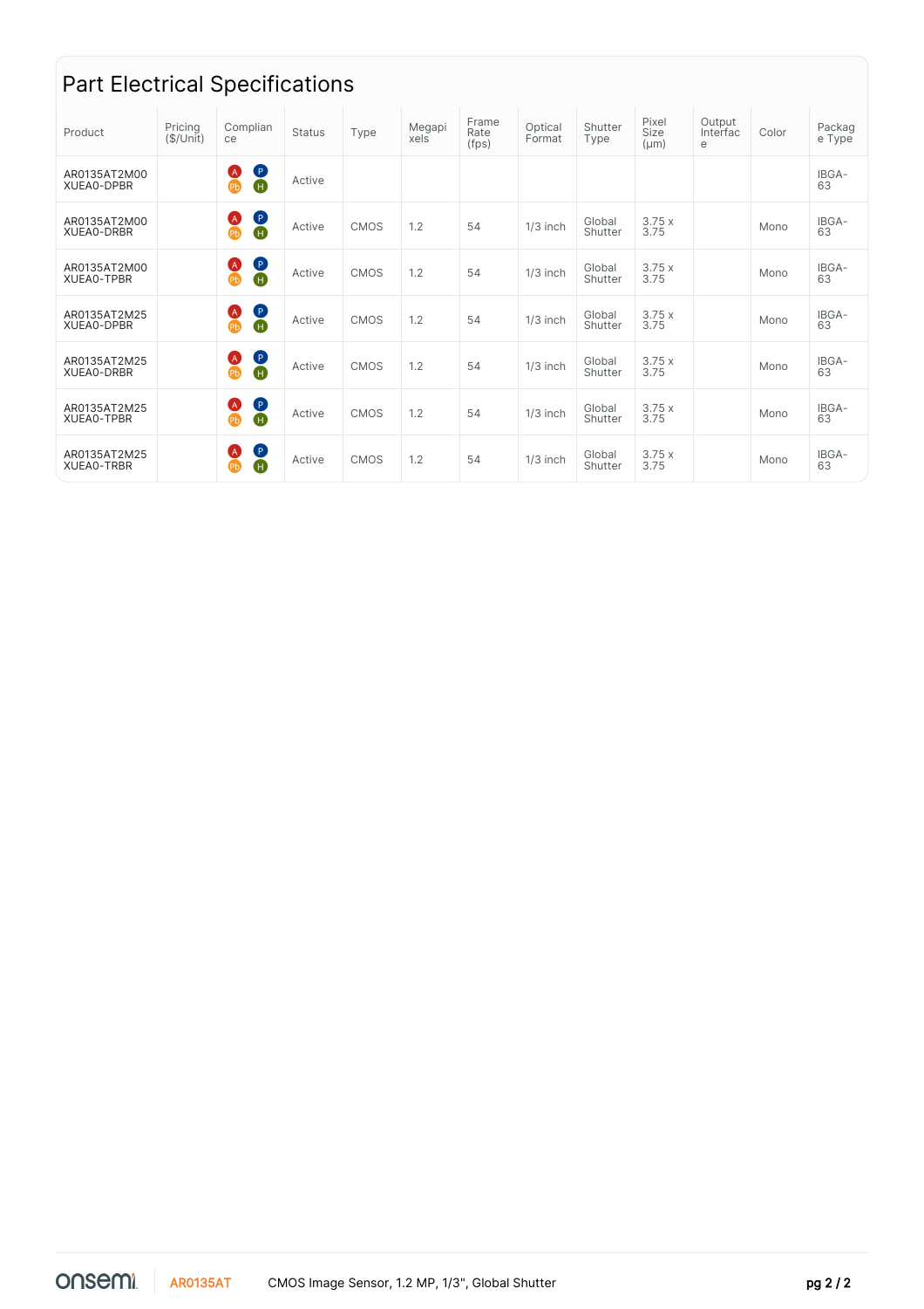## Part Electrical Specifications

| Product | Pricing ($/Unit) | Compliance | Status | Type | Megapixels | Frame Rate (fps) | Optical Format | Shutter Type | Pixel Size (µm) | Output Interface | Color | Package Type |
|---|---|---|---|---|---|---|---|---|---|---|---|---|
| AR0135AT2M00XUEA0-DPBR | | A P Pb H | Active | | | | | | | | | IBGA-63 |
| AR0135AT2M00XUEA0-DRBR | | A P Pb H | Active | CMOS | 1.2 | 54 | 1/3 inch | Global Shutter | 3.75 x 3.75 | | Mono | IBGA-63 |
| AR0135AT2M00XUEA0-TPBR | | A P Pb H | Active | CMOS | 1.2 | 54 | 1/3 inch | Global Shutter | 3.75 x 3.75 | | Mono | IBGA-63 |
| AR0135AT2M25XUEA0-DPBR | | A P Pb H | Active | CMOS | 1.2 | 54 | 1/3 inch | Global Shutter | 3.75 x 3.75 | | Mono | IBGA-63 |
| AR0135AT2M25XUEA0-DRBR | | A P Pb H | Active | CMOS | 1.2 | 54 | 1/3 inch | Global Shutter | 3.75 x 3.75 | | Mono | IBGA-63 |
| AR0135AT2M25XUEA0-TPBR | | A P Pb H | Active | CMOS | 1.2 | 54 | 1/3 inch | Global Shutter | 3.75 x 3.75 | | Mono | IBGA-63 |
| AR0135AT2M25XUEA0-TRBR | | A P Pb H | Active | CMOS | 1.2 | 54 | 1/3 inch | Global Shutter | 3.75 x 3.75 | | Mono | IBGA-63 |